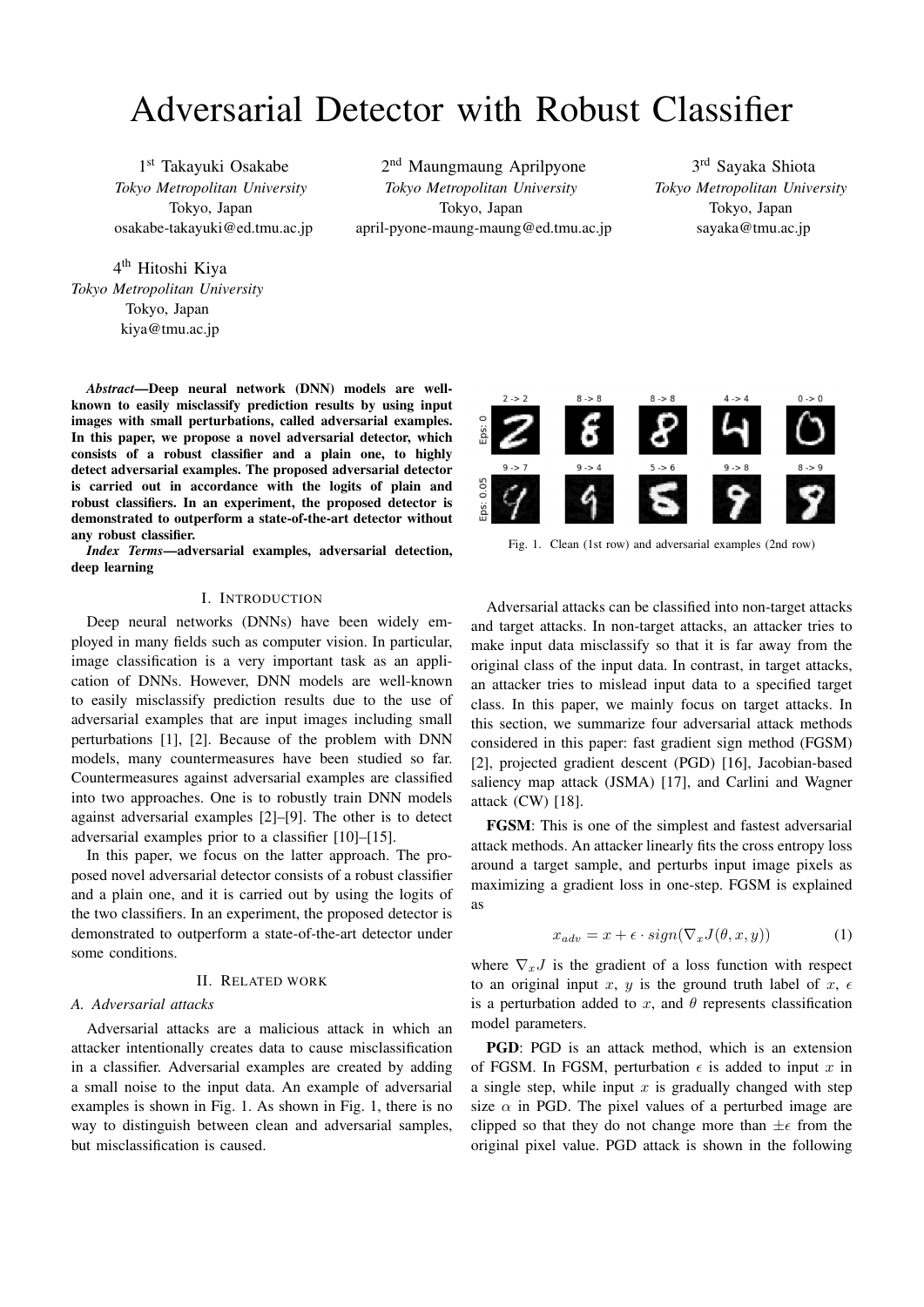# Adversarial Detector with Robust Classifier

1st Takayuki Osakabe
*Tokyo Metropolitan University*
Tokyo, Japan
osakabe-takayuki@ed.tmu.ac.jp

2nd Maungmaung Aprilpyone
*Tokyo Metropolitan University*
Tokyo, Japan
april-pyone-maung-maung@ed.tmu.ac.jp

3rd Sayaka Shiota
*Tokyo Metropolitan University*
Tokyo, Japan
sayaka@tmu.ac.jp

4th Hitoshi Kiya
*Tokyo Metropolitan University*
Tokyo, Japan
kiya@tmu.ac.jp

***Abstract*—Deep neural network (DNN) models are well-known to easily misclassify prediction results by using input images with small perturbations, called adversarial examples. In this paper, we propose a novel adversarial detector, which consists of a robust classifier and a plain one, to highly detect adversarial examples. The proposed adversarial detector is carried out in accordance with the logits of plain and robust classifiers. In an experiment, the proposed detector is demonstrated to outperform a state-of-the-art detector without any robust classifier.**

***Index Terms*—adversarial examples, adversarial detection, deep learning**

## I. Introduction

Deep neural networks (DNNs) have been widely employed in many fields such as computer vision. In particular, image classification is a very important task as an application of DNNs. However, DNN models are well-known to easily misclassify prediction results due to the use of adversarial examples that are input images including small perturbations [1], [2]. Because of the problem with DNN models, many countermeasures have been studied so far. Countermeasures against adversarial examples are classified into two approaches. One is to robustly train DNN models against adversarial examples [2]–[9]. The other is to detect adversarial examples prior to a classifier [10]–[15].

In this paper, we focus on the latter approach. The proposed novel adversarial detector consists of a robust classifier and a plain one, and it is carried out by using the logits of the two classifiers. In an experiment, the proposed detector is demonstrated to outperform a state-of-the-art detector under some conditions.

## II. Related work

### A. Adversarial attacks

Adversarial attacks are a malicious attack in which an attacker intentionally creates data to cause misclassification in a classifier. Adversarial examples are created by adding a small noise to the input data. An example of adversarial examples is shown in Fig. 1. As shown in Fig. 1, there is no way to distinguish between clean and adversarial samples, but misclassification is caused.

Fig. 1. Clean (1st row) and adversarial examples (2nd row)

Adversarial attacks can be classified into non-target attacks and target attacks. In non-target attacks, an attacker tries to make input data misclassify so that it is far away from the original class of the input data. In contrast, in target attacks, an attacker tries to mislead input data to a specified target class. In this paper, we mainly focus on target attacks. In this section, we summarize four adversarial attack methods considered in this paper: fast gradient sign method (FGSM) [2], projected gradient descent (PGD) [16], Jacobian-based saliency map attack (JSMA) [17], and Carlini and Wagner attack (CW) [18].

**FGSM**: This is one of the simplest and fastest adversarial attack methods. An attacker linearly fits the cross entropy loss around a target sample, and perturbs input image pixels as maximizing a gradient loss in one-step. FGSM is explained as

$$x_{adv} = x + \epsilon \cdot sign(\nabla_x J(\theta, x, y)) \tag{1}$$

where $\nabla_x J$ is the gradient of a loss function with respect to an original input $x$, $y$ is the ground truth label of $x$, $\epsilon$ is a perturbation added to $x$, and $\theta$ represents classification model parameters.

**PGD**: PGD is an attack method, which is an extension of FGSM. In FGSM, perturbation $\epsilon$ is added to input $x$ in a single step, while input $x$ is gradually changed with step size $\alpha$ in PGD. The pixel values of a perturbed image are clipped so that they do not change more than $\pm\epsilon$ from the original pixel value. PGD attack is shown in the following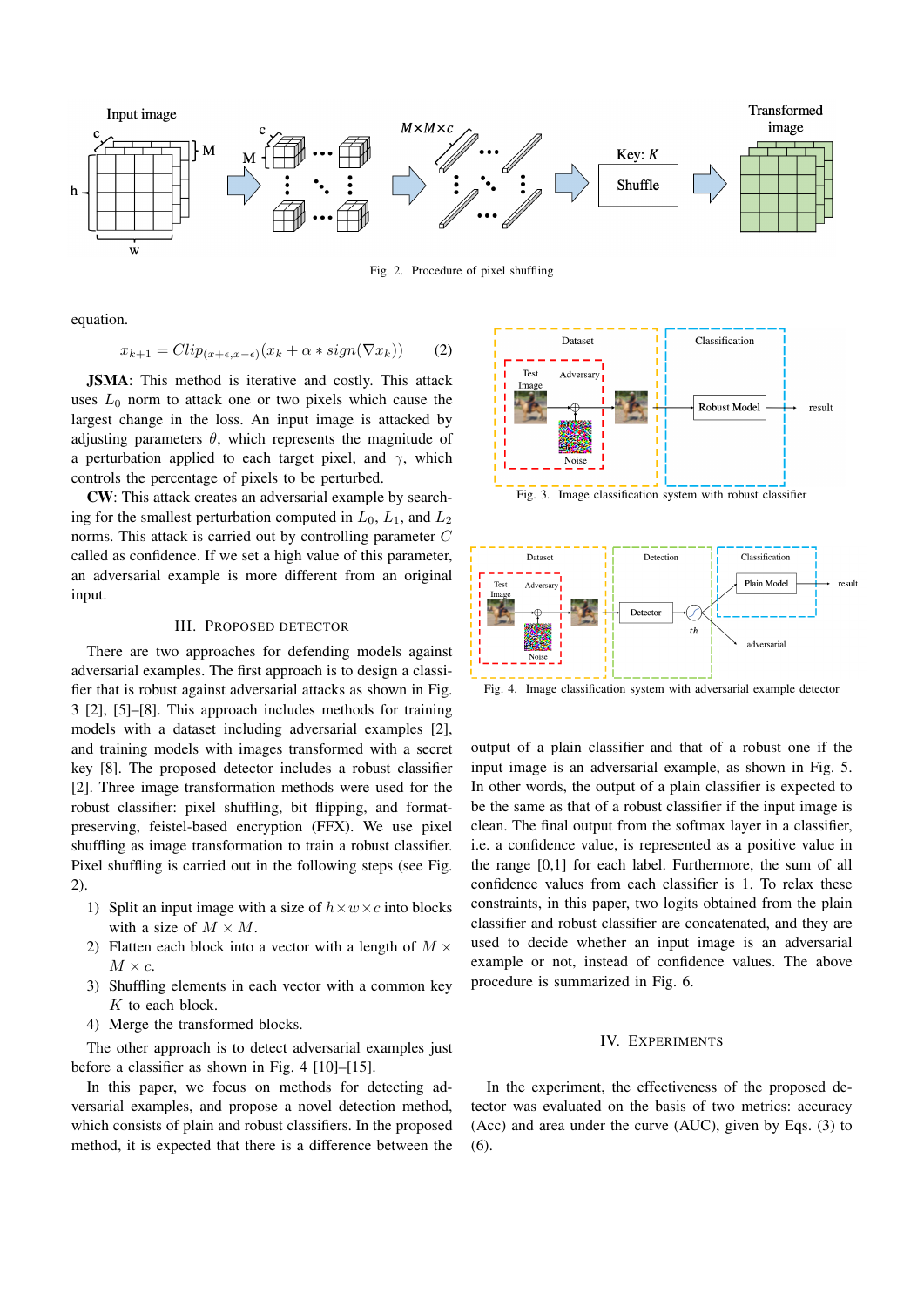Fig. 2. Procedure of pixel shuffling

equation.

$$x_{k+1} = Clip_{(x+\epsilon, x-\epsilon)}(x_k + \alpha * sign(\nabla x_k)) \quad (2)$$

**JSMA**: This method is iterative and costly. This attack uses $L_0$ norm to attack one or two pixels which cause the largest change in the loss. An input image is attacked by adjusting parameters $\theta$, which represents the magnitude of a perturbation applied to each target pixel, and $\gamma$, which controls the percentage of pixels to be perturbed.

**CW**: This attack creates an adversarial example by searching for the smallest perturbation computed in $L_0$, $L_1$, and $L_2$ norms. This attack is carried out by controlling parameter $C$ called as confidence. If we set a high value of this parameter, an adversarial example is more different from an original input.

## III. Proposed Detector

There are two approaches for defending models against adversarial examples. The first approach is to design a classifier that is robust against adversarial attacks as shown in Fig. 3 [2], [5]–[8]. This approach includes methods for training models with a dataset including adversarial examples [2], and training models with images transformed with a secret key [8]. The proposed detector includes a robust classifier [2]. Three image transformation methods were used for the robust classifier: pixel shuffling, bit flipping, and format-preserving, feistel-based encryption (FFX). We use pixel shuffling as image transformation to train a robust classifier. Pixel shuffling is carried out in the following steps (see Fig. 2).

1) Split an input image with a size of $h \times w \times c$ into blocks with a size of $M \times M$.
2) Flatten each block into a vector with a length of $M \times M \times c$.
3) Shuffling elements in each vector with a common key $K$ to each block.
4) Merge the transformed blocks.

The other approach is to detect adversarial examples just before a classifier as shown in Fig. 4 [10]–[15].

In this paper, we focus on methods for detecting adversarial examples, and propose a novel detection method, which consists of plain and robust classifiers. In the proposed method, it is expected that there is a difference between the output of a plain classifier and that of a robust one if the input image is an adversarial example, as shown in Fig. 5. In other words, the output of a plain classifier is expected to be the same as that of a robust classifier if the input image is clean. The final output from the softmax layer in a classifier, i.e. a confidence value, is represented as a positive value in the range [0,1] for each label. Furthermore, the sum of all confidence values from each classifier is 1. To relax these constraints, in this paper, two logits obtained from the plain classifier and robust classifier are concatenated, and they are used to decide whether an input image is an adversarial example or not, instead of confidence values. The above procedure is summarized in Fig. 6.

Fig. 3. Image classification system with robust classifier

Fig. 4. Image classification system with adversarial example detector

## IV. Experiments

In the experiment, the effectiveness of the proposed detector was evaluated on the basis of two metrics: accuracy (Acc) and area under the curve (AUC), given by Eqs. (3) to (6).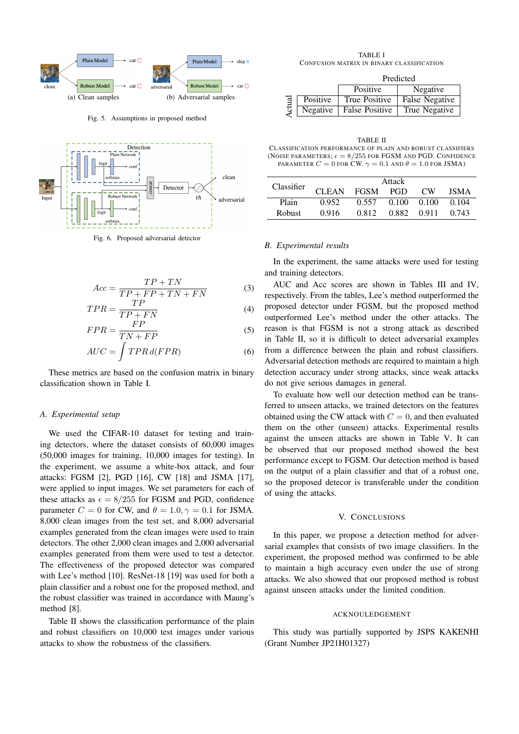(a) Clean samples

(b) Adversarial samples

Fig. 5. Assumptions in proposed method

Fig. 6. Proposed adversarial detector

$$Acc = \frac{TP + TN}{TP + FP + TN + FN} \tag{3}$$

$$TPR = \frac{TP}{TP + FN} \tag{4}$$

$$FPR = \frac{FP}{TN + FP} \tag{5}$$

$$AUC = \int TPR \, d(FPR) \tag{6}$$

These metrics are based on the confusion matrix in binary classification shown in Table I.

### A. Experimental setup

We used the CIFAR-10 dataset for testing and training detectors, where the dataset consists of 60,000 images (50,000 images for training, 10,000 images for testing). In the experiment, we assume a white-box attack, and four attacks: FGSM [2], PGD [16], CW [18] and JSMA [17], were applied to input images. We set parameters for each of these attacks as $\epsilon = 8/255$ for FGSM and PGD, confidence parameter $C = 0$ for CW, and $\theta = 1.0, \gamma = 0.1$ for JSMA. 8,000 clean images from the test set, and 8,000 adversarial examples generated from the clean images were used to train detectors. The other 2,000 clean images and 2,000 adversarial examples generated from them were used to test a detector. The effectiveness of the proposed detector was compared with Lee's method [10]. ResNet-18 [19] was used for both a plain classifier and a robust one for the proposed method, and the robust classifier was trained in accordance with Maung's method [8].

Table II shows the classification performance of the plain and robust classifiers on 10,000 test images under various attacks to show the robustness of the classifiers.

TABLE I
CONFUSION MATRIX IN BINARY CLASSIFICATION

| | | Predicted | |
|---|---|---|---|
| | | Positive | Negative |
| Actual | Positive | True Positive | False Negative |
| | Negative | False Positive | True Negative |

TABLE II
CLASSIFICATION PERFORMANCE OF PLAIN AND ROBUST CLASSIFIERS (NOISE PARAMETERS; $\epsilon = 8/255$ FOR FGSM AND PGD. CONFIDENCE PARAMETER $C = 0$ FOR CW. $\gamma = 0.1$ AND $\theta = 1.0$ FOR JSMA)

| Classifier | Attack | | | | |
|---|---|---|---|---|---|
| | CLEAN | FGSM | PGD | CW | JSMA |
| Plain | 0.952 | 0.557 | 0.100 | 0.100 | 0.104 |
| Robust | 0.916 | 0.812 | 0.882 | 0.911 | 0.743 |

### B. Experimental results

In the experiment, the same attacks were used for testing and training detectors.

AUC and Acc scores are shown in Tables III and IV, respectively. From the tables, Lee's method outperformed the proposed detector under FGSM, but the proposed method outperformed Lee's method under the other attacks. The reason is that FGSM is not a strong attack as described in Table II, so it is difficult to detect adversarial examples from a difference between the plain and robust classifiers. Adversarial detection methods are required to maintain a high detection accuracy under strong attacks, since weak attacks do not give serious damages in general.

To evaluate how well our detection method can be transferred to unseen attacks, we trained detectors on the features obtained using the CW attack with $C = 0$, and then evaluated them on the other (unseen) attacks. Experimental results against the unseen attacks are shown in Table V. It can be observed that our proposed method showed the best performance except to FGSM. Our detection method is based on the output of a plain classifier and that of a robust one, so the proposed detecor is transferable under the condition of using the attacks.

## V. CONCLUSIONS

In this paper, we propose a detection method for adversarial examples that consists of two image classifiers. In the experiment, the proposed method was confirmed to be able to maintain a high accuracy even under the use of strong attacks. We also showed that our proposed method is robust against unseen attacks under the limited condition.

## ACKNOULEDGEMENT

This study was partially supported by JSPS KAKENHI (Grant Number JP21H01327)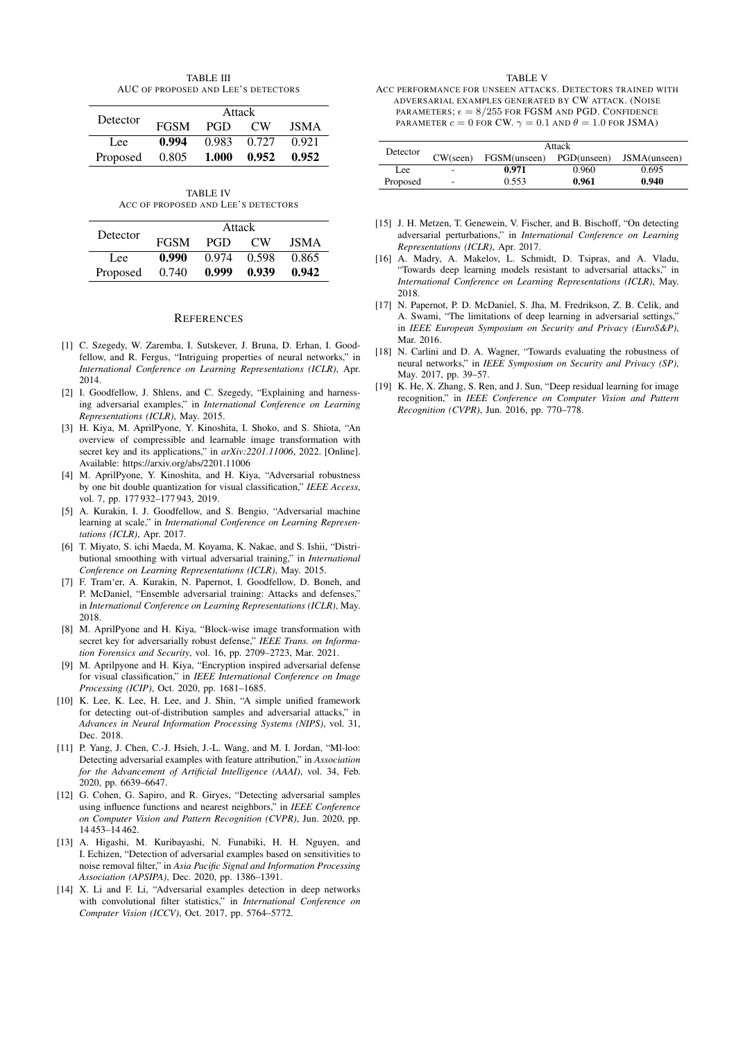TABLE III
AUC OF PROPOSED AND LEE'S DETECTORS

| Detector | Attack | | | |
|---|---|---|---|---|
| | FGSM | PGD | CW | JSMA |
| Lee | **0.994** | 0.983 | 0.727 | 0.921 |
| Proposed | 0.805 | **1.000** | **0.952** | **0.952** |

TABLE IV
ACC OF PROPOSED AND LEE'S DETECTORS

| Detector | Attack | | | |
|---|---|---|---|---|
| | FGSM | PGD | CW | JSMA |
| Lee | **0.990** | 0.974 | 0.598 | 0.865 |
| Proposed | 0.740 | **0.999** | **0.939** | **0.942** |

TABLE V
ACC PERFORMANCE FOR UNSEEN ATTACKS. DETECTORS TRAINED WITH ADVERSARIAL EXAMPLES GENERATED BY CW ATTACK. (NOISE PARAMETERS; $\epsilon = 8/255$ FOR FGSM AND PGD. CONFIDENCE PARAMETER $c = 0$ FOR CW. $\gamma = 0.1$ AND $\theta = 1.0$ FOR JSMA)

| Detector | Attack | | | |
|---|---|---|---|---|
| | CW(seen) | FGSM(unseen) | PGD(unseen) | JSMA(unseen) |
| Lee | - | **0.971** | 0.960 | 0.695 |
| Proposed | - | 0.553 | **0.961** | **0.940** |

## REFERENCES

[1] C. Szegedy, W. Zaremba, I. Sutskever, J. Bruna, D. Erhan, I. Goodfellow, and R. Fergus, "Intriguing properties of neural networks," in *International Conference on Learning Representations (ICLR)*, Apr. 2014.

[2] I. Goodfellow, J. Shlens, and C. Szegedy, "Explaining and harnessing adversarial examples," in *International Conference on Learning Representations (ICLR)*, May. 2015.

[3] H. Kiya, M. AprilPyone, Y. Kinoshita, I. Shoko, and S. Shiota, "An overview of compressible and learnable image transformation with secret key and its applications," in *arXiv:2201.11006*, 2022. [Online]. Available: https://arxiv.org/abs/2201.11006

[4] M. AprilPyone, Y. Kinoshita, and H. Kiya, "Adversarial robustness by one bit double quantization for visual classification," *IEEE Access*, vol. 7, pp. 177 932–177 943, 2019.

[5] A. Kurakin, I. J. Goodfellow, and S. Bengio, "Adversarial machine learning at scale," in *International Conference on Learning Representations (ICLR)*, Apr. 2017.

[6] T. Miyato, S. ichi Maeda, M. Koyama, K. Nakae, and S. Ishii, "Distributional smoothing with virtual adversarial training," in *International Conference on Learning Representations (ICLR)*, May. 2015.

[7] F. Tram'er, A. Kurakin, N. Papernot, I. Goodfellow, D. Boneh, and P. McDaniel, "Ensemble adversarial training: Attacks and defenses," in *International Conference on Learning Representations (ICLR)*, May. 2018.

[8] M. AprilPyone and H. Kiya, "Block-wise image transformation with secret key for adversarially robust defense," *IEEE Trans. on Information Forensics and Security*, vol. 16, pp. 2709–2723, Mar. 2021.

[9] M. Aprilpyone and H. Kiya, "Encryption inspired adversarial defense for visual classification," in *IEEE International Conference on Image Processing (ICIP)*, Oct. 2020, pp. 1681–1685.

[10] K. Lee, K. Lee, H. Lee, and J. Shin, "A simple unified framework for detecting out-of-distribution samples and adversarial attacks," in *Advances in Neural Information Processing Systems (NIPS)*, vol. 31, Dec. 2018.

[11] P. Yang, J. Chen, C.-J. Hsieh, J.-L. Wang, and M. I. Jordan, "Ml-loo: Detecting adversarial examples with feature attribution," in *Association for the Advancement of Artificial Intelligence (AAAI)*, vol. 34, Feb. 2020, pp. 6639–6647.

[12] G. Cohen, G. Sapiro, and R. Giryes, "Detecting adversarial samples using influence functions and nearest neighbors," in *IEEE Conference on Computer Vision and Pattern Recognition (CVPR)*, Jun. 2020, pp. 14 453–14 462.

[13] A. Higashi, M. Kuribayashi, N. Funabiki, H. H. Nguyen, and I. Echizen, "Detection of adversarial examples based on sensitivities to noise removal filter," in *Asia Pacific Signal and Information Processing Association (APSIPA)*, Dec. 2020, pp. 1386–1391.

[14] X. Li and F. Li, "Adversarial examples detection in deep networks with convolutional filter statistics," in *International Conference on Computer Vision (ICCV)*, Oct. 2017, pp. 5764–5772.

[15] J. H. Metzen, T. Genewein, V. Fischer, and B. Bischoff, "On detecting adversarial perturbations," in *International Conference on Learning Representations (ICLR)*, Apr. 2017.

[16] A. Madry, A. Makelov, L. Schmidt, D. Tsipras, and A. Vladu, "Towards deep learning models resistant to adversarial attacks," in *International Conference on Learning Representations (ICLR)*, May. 2018.

[17] N. Papernot, P. D. McDaniel, S. Jha, M. Fredrikson, Z. B. Celik, and A. Swami, "The limitations of deep learning in adversarial settings," in *IEEE European Symposium on Security and Privacy (EuroS&P)*, Mar. 2016.

[18] N. Carlini and D. A. Wagner, "Towards evaluating the robustness of neural networks," in *IEEE Symposium on Security and Privacy (SP)*, May. 2017, pp. 39–57.

[19] K. He, X. Zhang, S. Ren, and J. Sun, "Deep residual learning for image recognition," in *IEEE Conference on Computer Vision and Pattern Recognition (CVPR)*, Jun. 2016, pp. 770–778.